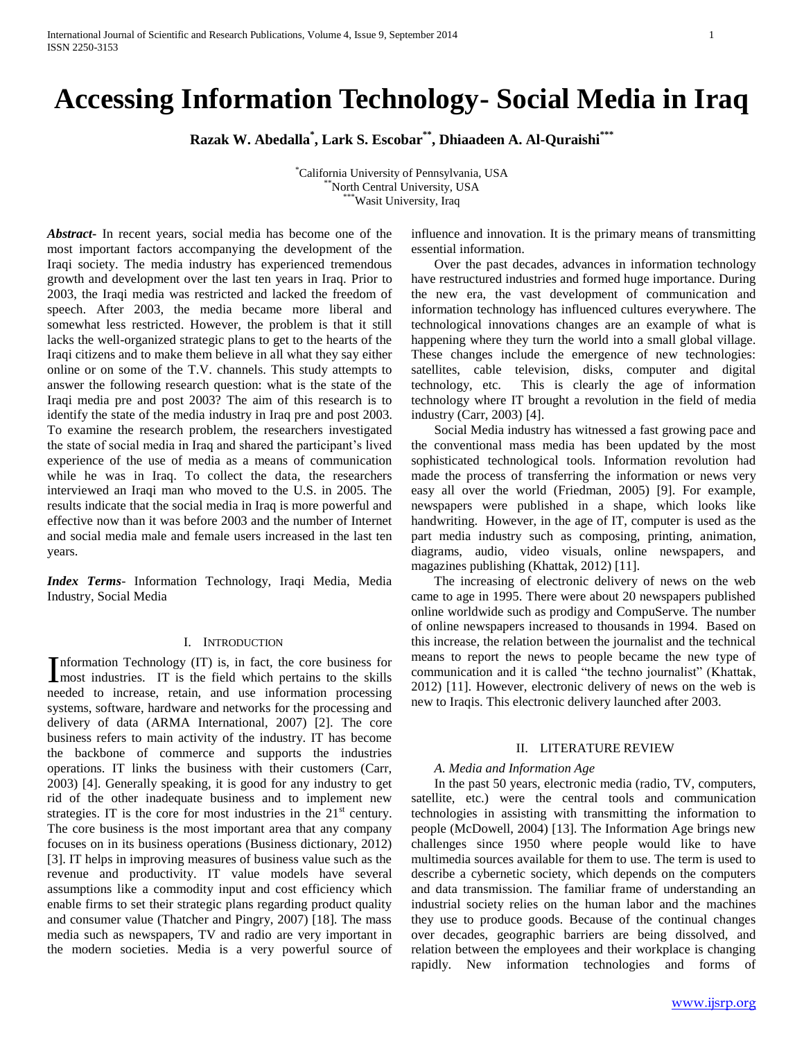# Accessing Information Technology- Social Media in Iraq

**Razak W. Abedalla[*], Lark S. Escobar[**], Dhiaadeen A. Al-Quraishi[***]**

[*]California University of Pennsylvania, USA
[**]North Central University, USA
[***]Wasit University, Iraq

***Abstract-*** In recent years, social media has become one of the most important factors accompanying the development of the Iraqi society. The media industry has experienced tremendous growth and development over the last ten years in Iraq. Prior to 2003, the Iraqi media was restricted and lacked the freedom of speech. After 2003, the media became more liberal and somewhat less restricted. However, the problem is that it still lacks the well-organized strategic plans to get to the hearts of the Iraqi citizens and to make them believe in all what they say either online or on some of the T.V. channels. This study attempts to answer the following research question: what is the state of the Iraqi media pre and post 2003? The aim of this research is to identify the state of the media industry in Iraq pre and post 2003. To examine the research problem, the researchers investigated the state of social media in Iraq and shared the participant's lived experience of the use of media as a means of communication while he was in Iraq. To collect the data, the researchers interviewed an Iraqi man who moved to the U.S. in 2005. The results indicate that the social media in Iraq is more powerful and effective now than it was before 2003 and the number of Internet and social media male and female users increased in the last ten years.

***Index Terms-*** Information Technology, Iraqi Media, Media Industry, Social Media

## I. Introduction

Information Technology (IT) is, in fact, the core business for most industries. IT is the field which pertains to the skills needed to increase, retain, and use information processing systems, software, hardware and networks for the processing and delivery of data (ARMA International, 2007) [2]. The core business refers to main activity of the industry. IT has become the backbone of commerce and supports the industries operations. IT links the business with their customers (Carr, 2003) [4]. Generally speaking, it is good for any industry to get rid of the other inadequate business and to implement new strategies. IT is the core for most industries in the 21st century. The core business is the most important area that any company focuses on in its business operations (Business dictionary, 2012) [3]. IT helps in improving measures of business value such as the revenue and productivity. IT value models have several assumptions like a commodity input and cost efficiency which enable firms to set their strategic plans regarding product quality and consumer value (Thatcher and Pingry, 2007) [18]. The mass media such as newspapers, TV and radio are very important in the modern societies. Media is a very powerful source of influence and innovation. It is the primary means of transmitting essential information.

Over the past decades, advances in information technology have restructured industries and formed huge importance. During the new era, the vast development of communication and information technology has influenced cultures everywhere. The technological innovations changes are an example of what is happening where they turn the world into a small global village. These changes include the emergence of new technologies: satellites, cable television, disks, computer and digital technology, etc. This is clearly the age of information technology where IT brought a revolution in the field of media industry (Carr, 2003) [4].

Social Media industry has witnessed a fast growing pace and the conventional mass media has been updated by the most sophisticated technological tools. Information revolution had made the process of transferring the information or news very easy all over the world (Friedman, 2005) [9]. For example, newspapers were published in a shape, which looks like handwriting. However, in the age of IT, computer is used as the part media industry such as composing, printing, animation, diagrams, audio, video visuals, online newspapers, and magazines publishing (Khattak, 2012) [11].

The increasing of electronic delivery of news on the web came to age in 1995. There were about 20 newspapers published online worldwide such as prodigy and CompuServe. The number of online newspapers increased to thousands in 1994. Based on this increase, the relation between the journalist and the technical means to report the news to people became the new type of communication and it is called "the techno journalist" (Khattak, 2012) [11]. However, electronic delivery of news on the web is new to Iraqis. This electronic delivery launched after 2003.

## II. Literature Review

### *A. Media and Information Age*

In the past 50 years, electronic media (radio, TV, computers, satellite, etc.) were the central tools and communication technologies in assisting with transmitting the information to people (McDowell, 2004) [13]. The Information Age brings new challenges since 1950 where people would like to have multimedia sources available for them to use. The term is used to describe a cybernetic society, which depends on the computers and data transmission. The familiar frame of understanding an industrial society relies on the human labor and the machines they use to produce goods. Because of the continual changes over decades, geographic barriers are being dissolved, and relation between the employees and their workplace is changing rapidly. New information technologies and forms of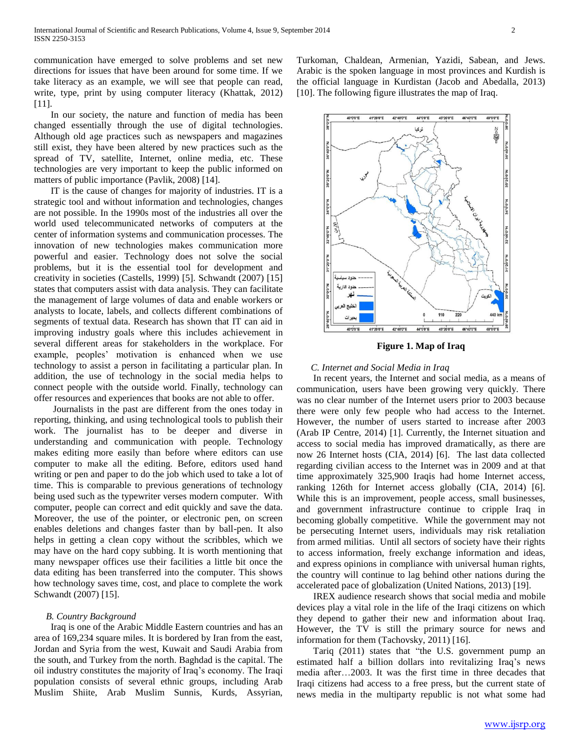communication have emerged to solve problems and set new directions for issues that have been around for some time. If we take literacy as an example, we will see that people can read, write, type, print by using computer literacy (Khattak, 2012) [11].

In our society, the nature and function of media has been changed essentially through the use of digital technologies. Although old age practices such as newspapers and magazines still exist, they have been altered by new practices such as the spread of TV, satellite, Internet, online media, etc. These technologies are very important to keep the public informed on matters of public importance (Pavlik, 2008) [14].

IT is the cause of changes for majority of industries. IT is a strategic tool and without information and technologies, changes are not possible. In the 1990s most of the industries all over the world used telecommunicated networks of computers at the center of information systems and communication processes. The innovation of new technologies makes communication more powerful and easier. Technology does not solve the social problems, but it is the essential tool for development and creativity in societies (Castells, 1999) [5]. Schwandt (2007) [15] states that computers assist with data analysis. They can facilitate the management of large volumes of data and enable workers or analysts to locate, labels, and collects different combinations of segments of textual data. Research has shown that IT can aid in improving industry goals where this includes achievement in several different areas for stakeholders in the workplace. For example, peoples' motivation is enhanced when we use technology to assist a person in facilitating a particular plan. In addition, the use of technology in the social media helps to connect people with the outside world. Finally, technology can offer resources and experiences that books are not able to offer.

Journalists in the past are different from the ones today in reporting, thinking, and using technological tools to publish their work. The journalist has to be deeper and diverse in understanding and communication with people. Technology makes editing more easily than before where editors can use computer to make all the editing. Before, editors used hand writing or pen and paper to do the job which used to take a lot of time. This is comparable to previous generations of technology being used such as the typewriter verses modern computer. With computer, people can correct and edit quickly and save the data. Moreover, the use of the pointer, or electronic pen, on screen enables deletions and changes faster than by ball-pen. It also helps in getting a clean copy without the scribbles, which we may have on the hard copy subbing. It is worth mentioning that many newspaper offices use their facilities a little bit once the data editing has been transferred into the computer. This shows how technology saves time, cost, and place to complete the work Schwandt (2007) [15].

### *B. Country Background*

Iraq is one of the Arabic Middle Eastern countries and has an area of 169,234 square miles. It is bordered by Iran from the east, Jordan and Syria from the west, Kuwait and Saudi Arabia from the south, and Turkey from the north. Baghdad is the capital. The oil industry constitutes the majority of Iraq's economy. The Iraqi population consists of several ethnic groups, including Arab Muslim Shiite, Arab Muslim Sunnis, Kurds, Assyrian, Turkoman, Chaldean, Armenian, Yazidi, Sabean, and Jews. Arabic is the spoken language in most provinces and Kurdish is the official language in Kurdistan (Jacob and Abedalla, 2013) [10]. The following figure illustrates the map of Iraq.

**Figure 1. Map of Iraq**

### *C. Internet and Social Media in Iraq*

In recent years, the Internet and social media, as a means of communication, users have been growing very quickly. There was no clear number of the Internet users prior to 2003 because there were only few people who had access to the Internet. However, the number of users started to increase after 2003 (Arab IP Centre, 2014) [1]. Currently, the Internet situation and access to social media has improved dramatically, as there are now 26 Internet hosts (CIA, 2014) [6]. The last data collected regarding civilian access to the Internet was in 2009 and at that time approximately 325,900 Iraqis had home Internet access, ranking 126th for Internet access globally (CIA, 2014) [6]. While this is an improvement, people access, small businesses, and government infrastructure continue to cripple Iraq in becoming globally competitive. While the government may not be persecuting Internet users, individuals may risk retaliation from armed militias. Until all sectors of society have their rights to access information, freely exchange information and ideas, and express opinions in compliance with universal human rights, the country will continue to lag behind other nations during the accelerated pace of globalization (United Nations, 2013) [19].

IREX audience research shows that social media and mobile devices play a vital role in the life of the Iraqi citizens on which they depend to gather their new and information about Iraq. However, the TV is still the primary source for news and information for them (Tachovsky, 2011) [16].

Tariq (2011) states that "the U.S. government pump an estimated half a billion dollars into revitalizing Iraq's news media after…2003. It was the first time in three decades that Iraqi citizens had access to a free press, but the current state of news media in the multiparty republic is not what some had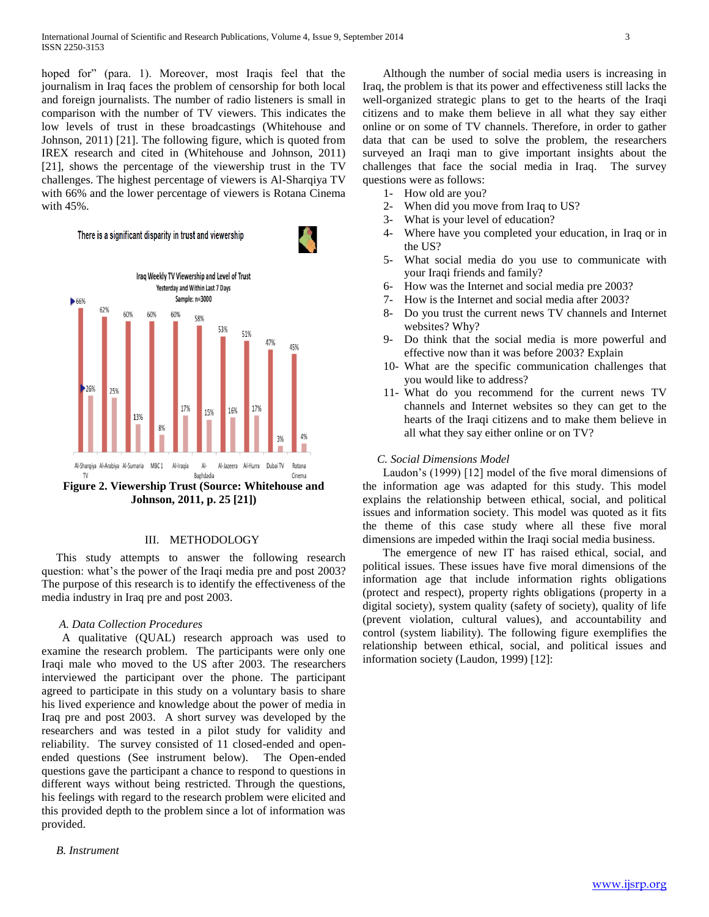hoped for" (para. 1). Moreover, most Iraqis feel that the journalism in Iraq faces the problem of censorship for both local and foreign journalists. The number of radio listeners is small in comparison with the number of TV viewers. This indicates the low levels of trust in these broadcastings (Whitehouse and Johnson, 2011) [21]. The following figure, which is quoted from IREX research and cited in (Whitehouse and Johnson, 2011) [21], shows the percentage of the viewership trust in the TV challenges. The highest percentage of viewers is Al-Sharqiya TV with 66% and the lower percentage of viewers is Rotana Cinema with 45%.

There is a significant disparity in trust and viewership

Iraq Weekly TV Viewership and Level of Trust
Yesterday and Within Last 7 Days
Sample: n=3000

| Channel | Viewership | Trust |
|---|---|---|
| Al-Sharqiya TV | 66% | 26% |
| Al-Arabiya | 62% | 25% |
| Al-Sumaria | 60% | 13% |
| MBC 1 | 60% | 8% |
| Al-Iraqia | 60% | 17% |
| Al-Baghdadia | 58% | 15% |
| Al-Jazeera | 53% | 16% |
| Al-Hurra | 51% | 17% |
| Dubai TV | 47% | 3% |
| Rotana Cinema | 45% | 4% |

**Figure 2. Viewership Trust (Source: Whitehouse and Johnson, 2011, p. 25 [21])**

## III. METHODOLOGY

This study attempts to answer the following research question: what's the power of the Iraqi media pre and post 2003? The purpose of this research is to identify the effectiveness of the media industry in Iraq pre and post 2003.

### *A. Data Collection Procedures*

A qualitative (QUAL) research approach was used to examine the research problem. The participants were only one Iraqi male who moved to the US after 2003. The researchers interviewed the participant over the phone. The participant agreed to participate in this study on a voluntary basis to share his lived experience and knowledge about the power of media in Iraq pre and post 2003. A short survey was developed by the researchers and was tested in a pilot study for validity and reliability. The survey consisted of 11 closed-ended and open-ended questions (See instrument below). The Open-ended questions gave the participant a chance to respond to questions in different ways without being restricted. Through the questions, his feelings with regard to the research problem were elicited and this provided depth to the problem since a lot of information was provided.

### *B. Instrument*

Although the number of social media users is increasing in Iraq, the problem is that its power and effectiveness still lacks the well-organized strategic plans to get to the hearts of the Iraqi citizens and to make them believe in all what they say either online or on some of TV channels. Therefore, in order to gather data that can be used to solve the problem, the researchers surveyed an Iraqi man to give important insights about the challenges that face the social media in Iraq. The survey questions were as follows:

1- How old are you?
2- When did you move from Iraq to US?
3- What is your level of education?
4- Where have you completed your education, in Iraq or in the US?
5- What social media do you use to communicate with your Iraqi friends and family?
6- How was the Internet and social media pre 2003?
7- How is the Internet and social media after 2003?
8- Do you trust the current news TV channels and Internet websites? Why?
9- Do think that the social media is more powerful and effective now than it was before 2003? Explain
10- What are the specific communication challenges that you would like to address?
11- What do you recommend for the current news TV channels and Internet websites so they can get to the hearts of the Iraqi citizens and to make them believe in all what they say either online or on TV?

### *C. Social Dimensions Model*

Laudon's (1999) [12] model of the five moral dimensions of the information age was adapted for this study. This model explains the relationship between ethical, social, and political issues and information society. This model was quoted as it fits the theme of this case study where all these five moral dimensions are impeded within the Iraqi social media business.

The emergence of new IT has raised ethical, social, and political issues. These issues have five moral dimensions of the information age that include information rights obligations (protect and respect), property rights obligations (property in a digital society), system quality (safety of society), quality of life (prevent violation, cultural values), and accountability and control (system liability). The following figure exemplifies the relationship between ethical, social, and political issues and information society (Laudon, 1999) [12]: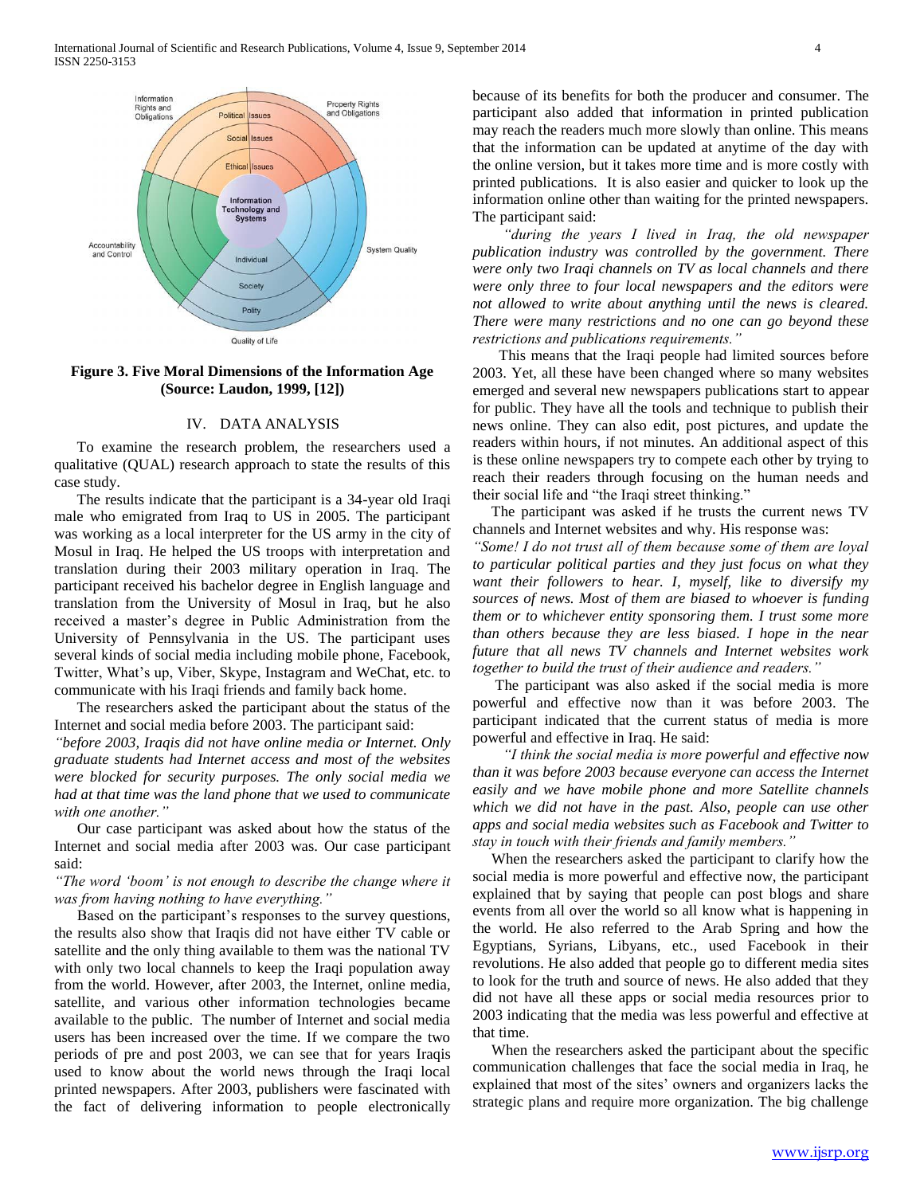**Figure 3. Five Moral Dimensions of the Information Age (Source: Laudon, 1999, [12])**

## IV. DATA ANALYSIS

To examine the research problem, the researchers used a qualitative (QUAL) research approach to state the results of this case study.

The results indicate that the participant is a 34-year old Iraqi male who emigrated from Iraq to US in 2005. The participant was working as a local interpreter for the US army in the city of Mosul in Iraq. He helped the US troops with interpretation and translation during their 2003 military operation in Iraq. The participant received his bachelor degree in English language and translation from the University of Mosul in Iraq, but he also received a master's degree in Public Administration from the University of Pennsylvania in the US. The participant uses several kinds of social media including mobile phone, Facebook, Twitter, What's up, Viber, Skype, Instagram and WeChat, etc. to communicate with his Iraqi friends and family back home.

The researchers asked the participant about the status of the Internet and social media before 2003. The participant said:

*"before 2003, Iraqis did not have online media or Internet. Only graduate students had Internet access and most of the websites were blocked for security purposes. The only social media we had at that time was the land phone that we used to communicate with one another."*

Our case participant was asked about how the status of the Internet and social media after 2003 was. Our case participant said:

*"The word 'boom' is not enough to describe the change where it was from having nothing to have everything."*

Based on the participant's responses to the survey questions, the results also show that Iraqis did not have either TV cable or satellite and the only thing available to them was the national TV with only two local channels to keep the Iraqi population away from the world. However, after 2003, the Internet, online media, satellite, and various other information technologies became available to the public. The number of Internet and social media users has been increased over the time. If we compare the two periods of pre and post 2003, we can see that for years Iraqis used to know about the world news through the Iraqi local printed newspapers. After 2003, publishers were fascinated with the fact of delivering information to people electronically because of its benefits for both the producer and consumer. The participant also added that information in printed publication may reach the readers much more slowly than online. This means that the information can be updated at anytime of the day with the online version, but it takes more time and is more costly with printed publications. It is also easier and quicker to look up the information online other than waiting for the printed newspapers. The participant said:

*"during the years I lived in Iraq, the old newspaper publication industry was controlled by the government. There were only two Iraqi channels on TV as local channels and there were only three to four local newspapers and the editors were not allowed to write about anything until the news is cleared. There were many restrictions and no one can go beyond these restrictions and publications requirements."*

This means that the Iraqi people had limited sources before 2003. Yet, all these have been changed where so many websites emerged and several new newspapers publications start to appear for public. They have all the tools and technique to publish their news online. They can also edit, post pictures, and update the readers within hours, if not minutes. An additional aspect of this is these online newspapers try to compete each other by trying to reach their readers through focusing on the human needs and their social life and "the Iraqi street thinking."

The participant was asked if he trusts the current news TV channels and Internet websites and why. His response was:

*"Some! I do not trust all of them because some of them are loyal to particular political parties and they just focus on what they want their followers to hear. I, myself, like to diversify my sources of news. Most of them are biased to whoever is funding them or to whichever entity sponsoring them. I trust some more than others because they are less biased. I hope in the near future that all news TV channels and Internet websites work together to build the trust of their audience and readers."*

The participant was also asked if the social media is more powerful and effective now than it was before 2003. The participant indicated that the current status of media is more powerful and effective in Iraq. He said:

*"I think the social media is more powerful and effective now than it was before 2003 because everyone can access the Internet easily and we have mobile phone and more Satellite channels which we did not have in the past. Also, people can use other apps and social media websites such as Facebook and Twitter to stay in touch with their friends and family members."*

When the researchers asked the participant to clarify how the social media is more powerful and effective now, the participant explained that by saying that people can post blogs and share events from all over the world so all know what is happening in the world. He also referred to the Arab Spring and how the Egyptians, Syrians, Libyans, etc., used Facebook in their revolutions. He also added that people go to different media sites to look for the truth and source of news. He also added that they did not have all these apps or social media resources prior to 2003 indicating that the media was less powerful and effective at that time.

When the researchers asked the participant about the specific communication challenges that face the social media in Iraq, he explained that most of the sites' owners and organizers lacks the strategic plans and require more organization. The big challenge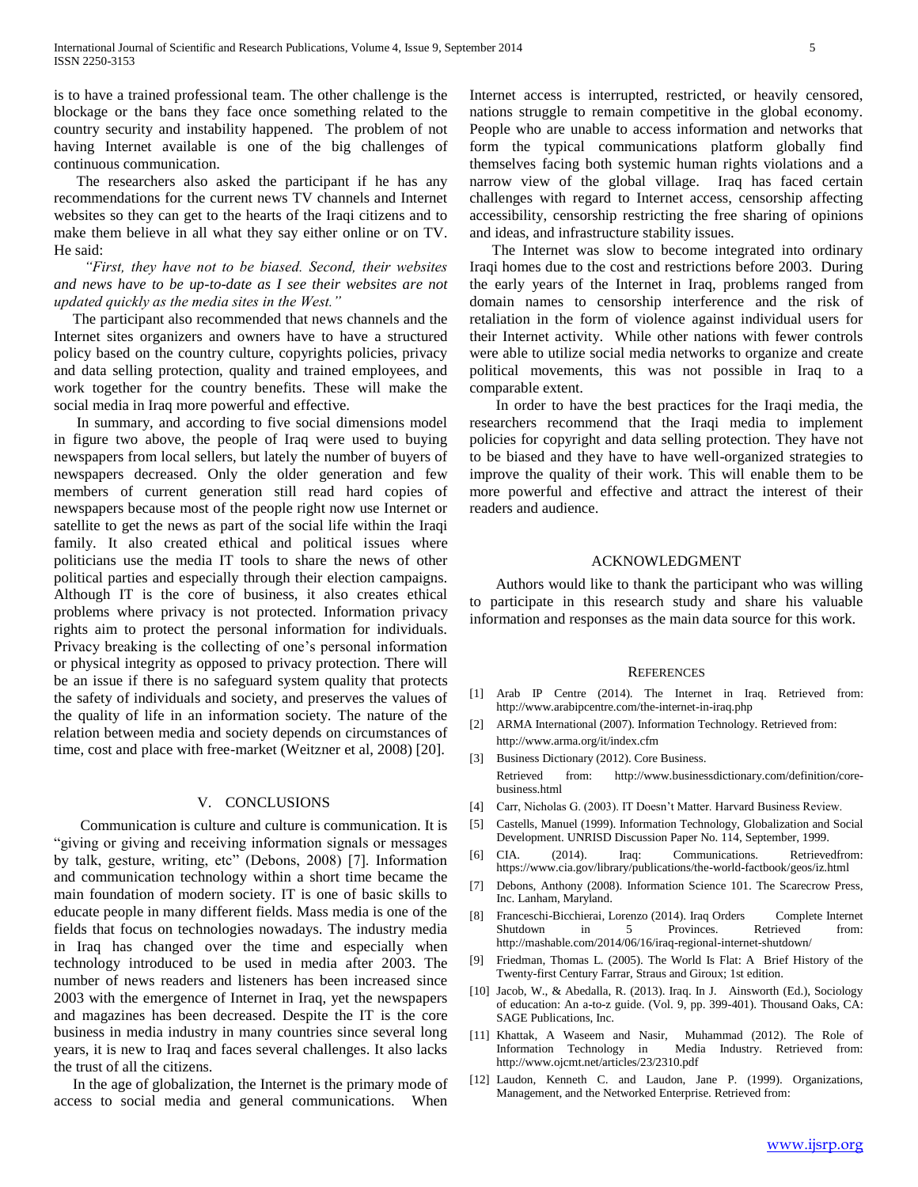is to have a trained professional team. The other challenge is the blockage or the bans they face once something related to the country security and instability happened. The problem of not having Internet available is one of the big challenges of continuous communication.

The researchers also asked the participant if he has any recommendations for the current news TV channels and Internet websites so they can get to the hearts of the Iraqi citizens and to make them believe in all what they say either online or on TV. He said:

*"First, they have not to be biased. Second, their websites and news have to be up-to-date as I see their websites are not updated quickly as the media sites in the West."*

The participant also recommended that news channels and the Internet sites organizers and owners have to have a structured policy based on the country culture, copyrights policies, privacy and data selling protection, quality and trained employees, and work together for the country benefits. These will make the social media in Iraq more powerful and effective.

In summary, and according to five social dimensions model in figure two above, the people of Iraq were used to buying newspapers from local sellers, but lately the number of buyers of newspapers decreased. Only the older generation and few members of current generation still read hard copies of newspapers because most of the people right now use Internet or satellite to get the news as part of the social life within the Iraqi family. It also created ethical and political issues where politicians use the media IT tools to share the news of other political parties and especially through their election campaigns. Although IT is the core of business, it also creates ethical problems where privacy is not protected. Information privacy rights aim to protect the personal information for individuals. Privacy breaking is the collecting of one's personal information or physical integrity as opposed to privacy protection. There will be an issue if there is no safeguard system quality that protects the safety of individuals and society, and preserves the values of the quality of life in an information society. The nature of the relation between media and society depends on circumstances of time, cost and place with free-market (Weitzner et al, 2008) [20].

## V. CONCLUSIONS

Communication is culture and culture is communication. It is "giving or giving and receiving information signals or messages by talk, gesture, writing, etc" (Debons, 2008) [7]. Information and communication technology within a short time became the main foundation of modern society. IT is one of basic skills to educate people in many different fields. Mass media is one of the fields that focus on technologies nowadays. The industry media in Iraq has changed over the time and especially when technology introduced to be used in media after 2003. The number of news readers and listeners has been increased since 2003 with the emergence of Internet in Iraq, yet the newspapers and magazines has been decreased. Despite the IT is the core business in media industry in many countries since several long years, it is new to Iraq and faces several challenges. It also lacks the trust of all the citizens.

In the age of globalization, the Internet is the primary mode of access to social media and general communications. When Internet access is interrupted, restricted, or heavily censored, nations struggle to remain competitive in the global economy. People who are unable to access information and networks that form the typical communications platform globally find themselves facing both systemic human rights violations and a narrow view of the global village. Iraq has faced certain challenges with regard to Internet access, censorship affecting accessibility, censorship restricting the free sharing of opinions and ideas, and infrastructure stability issues.

The Internet was slow to become integrated into ordinary Iraqi homes due to the cost and restrictions before 2003. During the early years of the Internet in Iraq, problems ranged from domain names to censorship interference and the risk of retaliation in the form of violence against individual users for their Internet activity. While other nations with fewer controls were able to utilize social media networks to organize and create political movements, this was not possible in Iraq to a comparable extent.

In order to have the best practices for the Iraqi media, the researchers recommend that the Iraqi media to implement policies for copyright and data selling protection. They have not to be biased and they have to have well-organized strategies to improve the quality of their work. This will enable them to be more powerful and effective and attract the interest of their readers and audience.

## ACKNOWLEDGMENT

Authors would like to thank the participant who was willing to participate in this research study and share his valuable information and responses as the main data source for this work.

## REFERENCES

[1] Arab IP Centre (2014). The Internet in Iraq. Retrieved from: http://www.arabipcentre.com/the-internet-in-iraq.php

[2] ARMA International (2007). Information Technology. Retrieved from: http://www.arma.org/it/index.cfm

[3] Business Dictionary (2012). Core Business. Retrieved from: http://www.businessdictionary.com/definition/core-business.html

[4] Carr, Nicholas G. (2003). IT Doesn't Matter. Harvard Business Review.

[5] Castells, Manuel (1999). Information Technology, Globalization and Social Development. UNRISD Discussion Paper No. 114, September, 1999.

[6] CIA. (2014). Iraq: Communications. Retrievedfrom: https://www.cia.gov/library/publications/the-world-factbook/geos/iz.html

[7] Debons, Anthony (2008). Information Science 101. The Scarecrow Press, Inc. Lanham, Maryland.

[8] Franceschi-Bicchierai, Lorenzo (2014). Iraq Orders Complete Internet Shutdown in 5 Provinces. Retrieved from: http://mashable.com/2014/06/16/iraq-regional-internet-shutdown/

[9] Friedman, Thomas L. (2005). The World Is Flat: A Brief History of the Twenty-first Century Farrar, Straus and Giroux; 1st edition.

[10] Jacob, W., & Abedalla, R. (2013). Iraq. In J. Ainsworth (Ed.), Sociology of education: An a-to-z guide. (Vol. 9, pp. 399-401). Thousand Oaks, CA: SAGE Publications, Inc.

[11] Khattak, A Waseem and Nasir, Muhammad (2012). The Role of Information Technology in Media Industry. Retrieved from: http://www.ojcmt.net/articles/23/2310.pdf

[12] Laudon, Kenneth C. and Laudon, Jane P. (1999). Organizations, Management, and the Networked Enterprise. Retrieved from: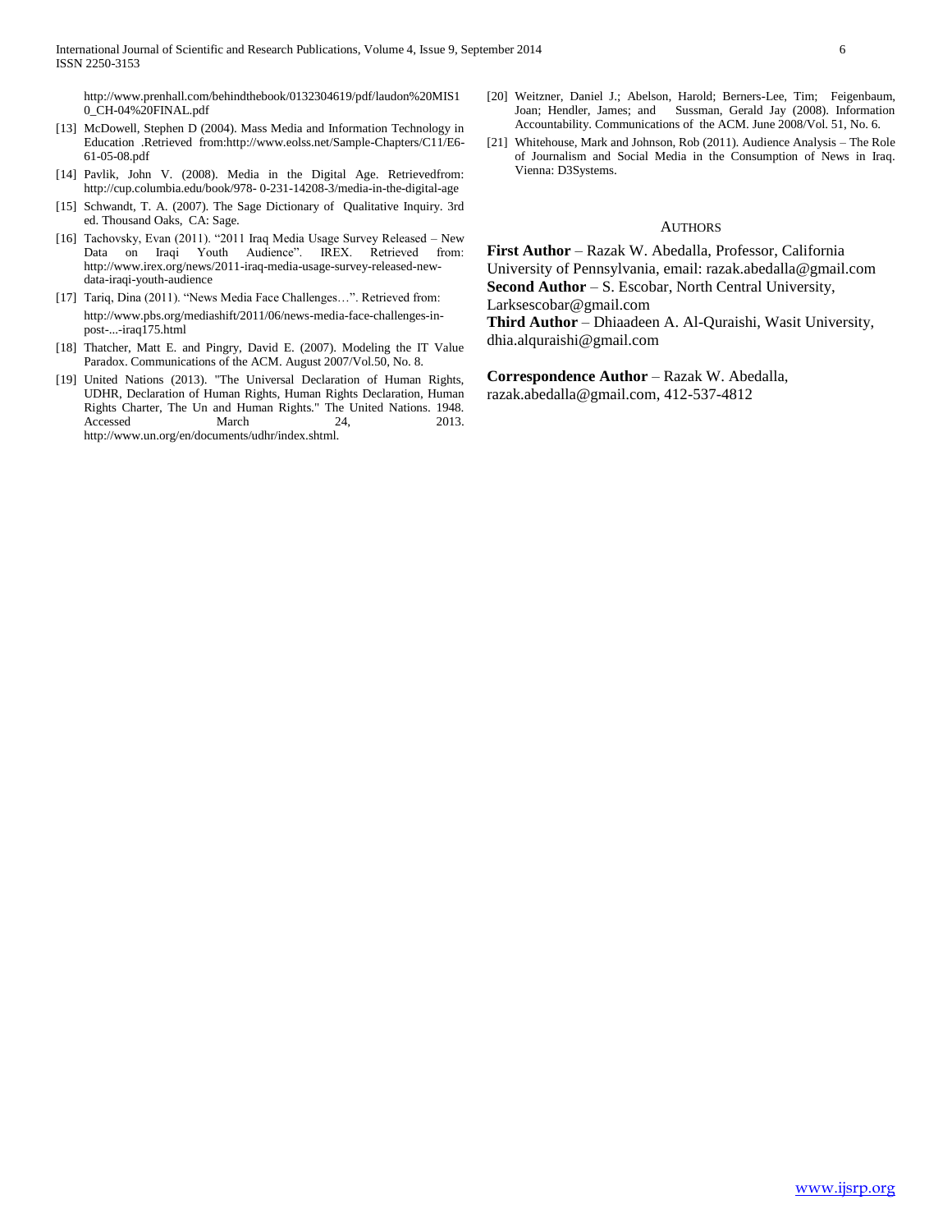http://www.prenhall.com/behindthebook/0132304619/pdf/laudon%20MIS10_CH-04%20FINAL.pdf

[13] McDowell, Stephen D (2004). Mass Media and Information Technology in Education .Retrieved from:http://www.eolss.net/Sample-Chapters/C11/E6-61-05-08.pdf

[14] Pavlik, John V. (2008). Media in the Digital Age. Retrievedfrom: http://cup.columbia.edu/book/978- 0-231-14208-3/media-in-the-digital-age

[15] Schwandt, T. A. (2007). The Sage Dictionary of Qualitative Inquiry. 3rd ed. Thousand Oaks, CA: Sage.

[16] Tachovsky, Evan (2011). "2011 Iraq Media Usage Survey Released – New Data on Iraqi Youth Audience". IREX. Retrieved from: http://www.irex.org/news/2011-iraq-media-usage-survey-released-new-data-iraqi-youth-audience

[17] Tariq, Dina (2011). "News Media Face Challenges…". Retrieved from: http://www.pbs.org/mediashift/2011/06/news-media-face-challenges-in-post-...-iraq175.html

[18] Thatcher, Matt E. and Pingry, David E. (2007). Modeling the IT Value Paradox. Communications of the ACM. August 2007/Vol.50, No. 8.

[19] United Nations (2013). "The Universal Declaration of Human Rights, UDHR, Declaration of Human Rights, Human Rights Declaration, Human Rights Charter, The Un and Human Rights." The United Nations. 1948. Accessed March 24, 2013. http://www.un.org/en/documents/udhr/index.shtml.

[20] Weitzner, Daniel J.; Abelson, Harold; Berners-Lee, Tim; Feigenbaum, Joan; Hendler, James; and Sussman, Gerald Jay (2008). Information Accountability. Communications of the ACM. June 2008/Vol. 51, No. 6.

[21] Whitehouse, Mark and Johnson, Rob (2011). Audience Analysis – The Role of Journalism and Social Media in the Consumption of News in Iraq. Vienna: D3Systems.

## Authors

**First Author** – Razak W. Abedalla, Professor, California University of Pennsylvania, email: razak.abedalla@gmail.com
**Second Author** – S. Escobar, North Central University, Larksescobar@gmail.com
**Third Author** – Dhiaadeen A. Al-Quraishi, Wasit University, dhia.alquraishi@gmail.com

**Correspondence Author** – Razak W. Abedalla, razak.abedalla@gmail.com, 412-537-4812